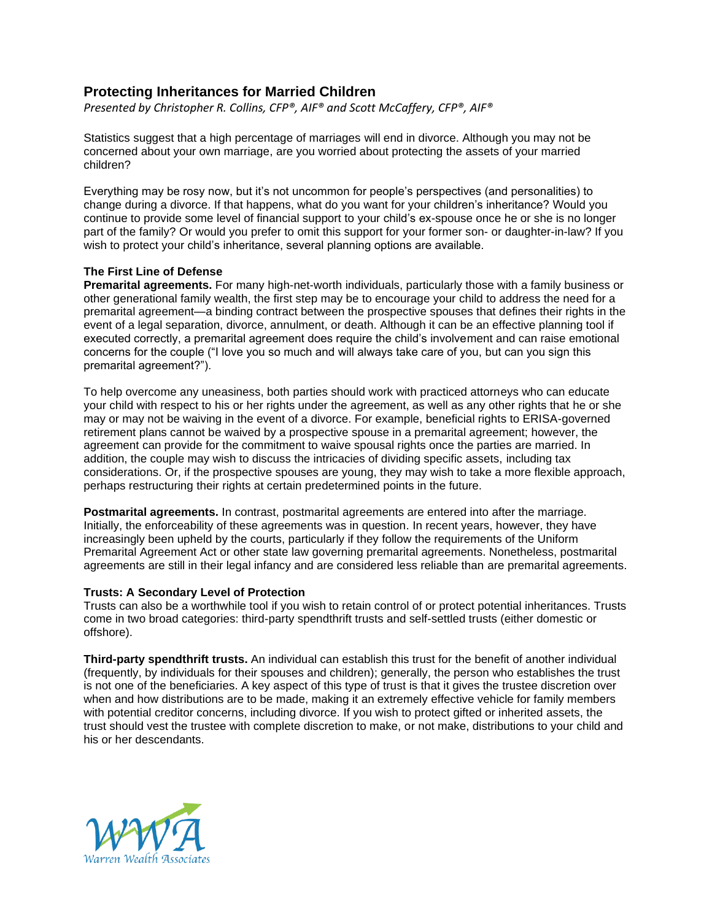## Protecting Inheritances for Married Children

*Presented by Christopher R. Collins, CFP®, AIF® and Scott McCaffery, CFP®, AIF®*

Statistics suggest that a high percentage of marriages will end in divorce. Although you may not be concerned about your own marriage, are you worried about protecting the assets of your married children?

Everything may be rosy now, but it's not uncommon for people's perspectives (and personalities) to change during a divorce. If that happens, what do you want for your children's inheritance? Would you continue to provide some level of financial support to your child's ex-spouse once he or she is no longer part of the family? Or would you prefer to omit this support for your former son- or daughter-in-law? If you wish to protect your child's inheritance, several planning options are available.

### The First Line of Defense

**Premarital agreements.** For many high-net-worth individuals, particularly those with a family business or other generational family wealth, the first step may be to encourage your child to address the need for a premarital agreement—a binding contract between the prospective spouses that defines their rights in the event of a legal separation, divorce, annulment, or death. Although it can be an effective planning tool if executed correctly, a premarital agreement does require the child's involvement and can raise emotional concerns for the couple ("I love you so much and will always take care of you, but can you sign this premarital agreement?").

To help overcome any uneasiness, both parties should work with practiced attorneys who can educate your child with respect to his or her rights under the agreement, as well as any other rights that he or she may or may not be waiving in the event of a divorce. For example, beneficial rights to ERISA-governed retirement plans cannot be waived by a prospective spouse in a premarital agreement; however, the agreement can provide for the commitment to waive spousal rights once the parties are married. In addition, the couple may wish to discuss the intricacies of dividing specific assets, including tax considerations. Or, if the prospective spouses are young, they may wish to take a more flexible approach, perhaps restructuring their rights at certain predetermined points in the future.

**Postmarital agreements.** In contrast, postmarital agreements are entered into after the marriage. Initially, the enforceability of these agreements was in question. In recent years, however, they have increasingly been upheld by the courts, particularly if they follow the requirements of the Uniform Premarital Agreement Act or other state law governing premarital agreements. Nonetheless, postmarital agreements are still in their legal infancy and are considered less reliable than are premarital agreements.

### Trusts: A Secondary Level of Protection

Trusts can also be a worthwhile tool if you wish to retain control of or protect potential inheritances. Trusts come in two broad categories: third-party spendthrift trusts and self-settled trusts (either domestic or offshore).

**Third-party spendthrift trusts.** An individual can establish this trust for the benefit of another individual (frequently, by individuals for their spouses and children); generally, the person who establishes the trust is not one of the beneficiaries. A key aspect of this type of trust is that it gives the trustee discretion over when and how distributions are to be made, making it an extremely effective vehicle for family members with potential creditor concerns, including divorce. If you wish to protect gifted or inherited assets, the trust should vest the trustee with complete discretion to make, or not make, distributions to your child and his or her descendants.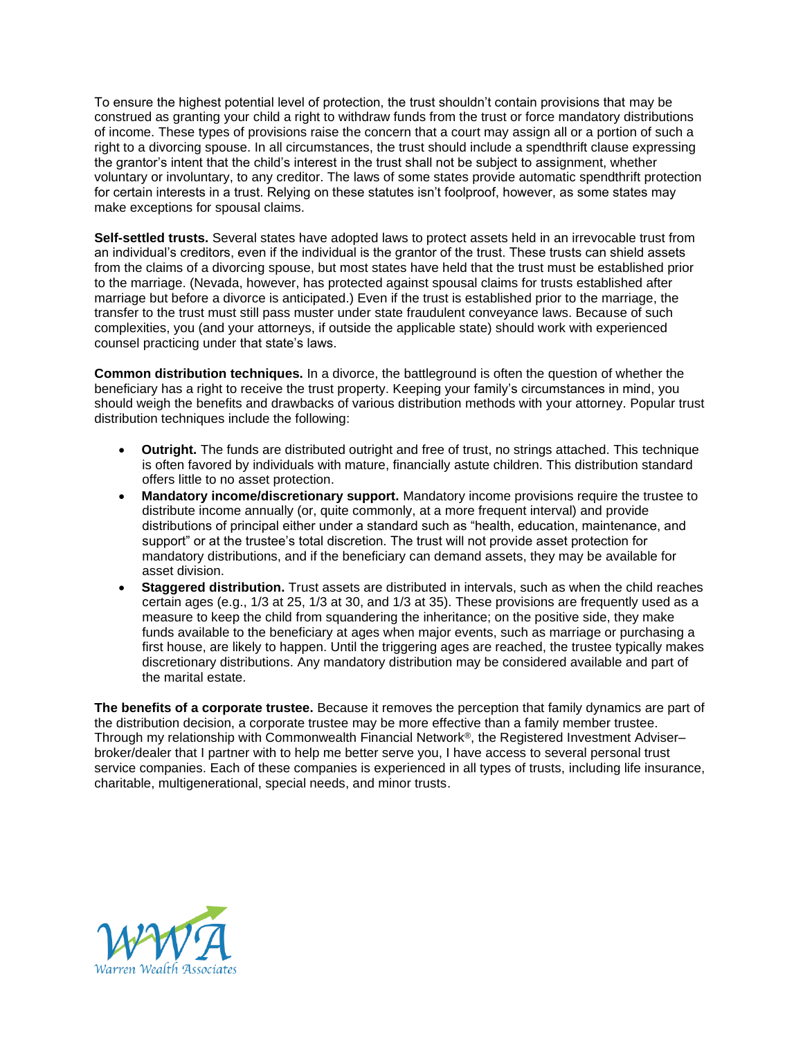To ensure the highest potential level of protection, the trust shouldn't contain provisions that may be construed as granting your child a right to withdraw funds from the trust or force mandatory distributions of income. These types of provisions raise the concern that a court may assign all or a portion of such a right to a divorcing spouse. In all circumstances, the trust should include a spendthrift clause expressing the grantor's intent that the child's interest in the trust shall not be subject to assignment, whether voluntary or involuntary, to any creditor. The laws of some states provide automatic spendthrift protection for certain interests in a trust. Relying on these statutes isn't foolproof, however, as some states may make exceptions for spousal claims.

**Self-settled trusts.** Several states have adopted laws to protect assets held in an irrevocable trust from an individual's creditors, even if the individual is the grantor of the trust. These trusts can shield assets from the claims of a divorcing spouse, but most states have held that the trust must be established prior to the marriage. (Nevada, however, has protected against spousal claims for trusts established after marriage but before a divorce is anticipated.) Even if the trust is established prior to the marriage, the transfer to the trust must still pass muster under state fraudulent conveyance laws. Because of such complexities, you (and your attorneys, if outside the applicable state) should work with experienced counsel practicing under that state's laws.

**Common distribution techniques.** In a divorce, the battleground is often the question of whether the beneficiary has a right to receive the trust property. Keeping your family's circumstances in mind, you should weigh the benefits and drawbacks of various distribution methods with your attorney. Popular trust distribution techniques include the following:

- **Outright.** The funds are distributed outright and free of trust, no strings attached. This technique is often favored by individuals with mature, financially astute children. This distribution standard offers little to no asset protection.
- **Mandatory income/discretionary support.** Mandatory income provisions require the trustee to distribute income annually (or, quite commonly, at a more frequent interval) and provide distributions of principal either under a standard such as "health, education, maintenance, and support" or at the trustee's total discretion. The trust will not provide asset protection for mandatory distributions, and if the beneficiary can demand assets, they may be available for asset division.
- **Staggered distribution.** Trust assets are distributed in intervals, such as when the child reaches certain ages (e.g., 1/3 at 25, 1/3 at 30, and 1/3 at 35). These provisions are frequently used as a measure to keep the child from squandering the inheritance; on the positive side, they make funds available to the beneficiary at ages when major events, such as marriage or purchasing a first house, are likely to happen. Until the triggering ages are reached, the trustee typically makes discretionary distributions. Any mandatory distribution may be considered available and part of the marital estate.

**The benefits of a corporate trustee.** Because it removes the perception that family dynamics are part of the distribution decision, a corporate trustee may be more effective than a family member trustee. Through my relationship with Commonwealth Financial Network®, the Registered Investment Adviser–broker/dealer that I partner with to help me better serve you, I have access to several personal trust service companies. Each of these companies is experienced in all types of trusts, including life insurance, charitable, multigenerational, special needs, and minor trusts.

WWA
Warren Wealth Associates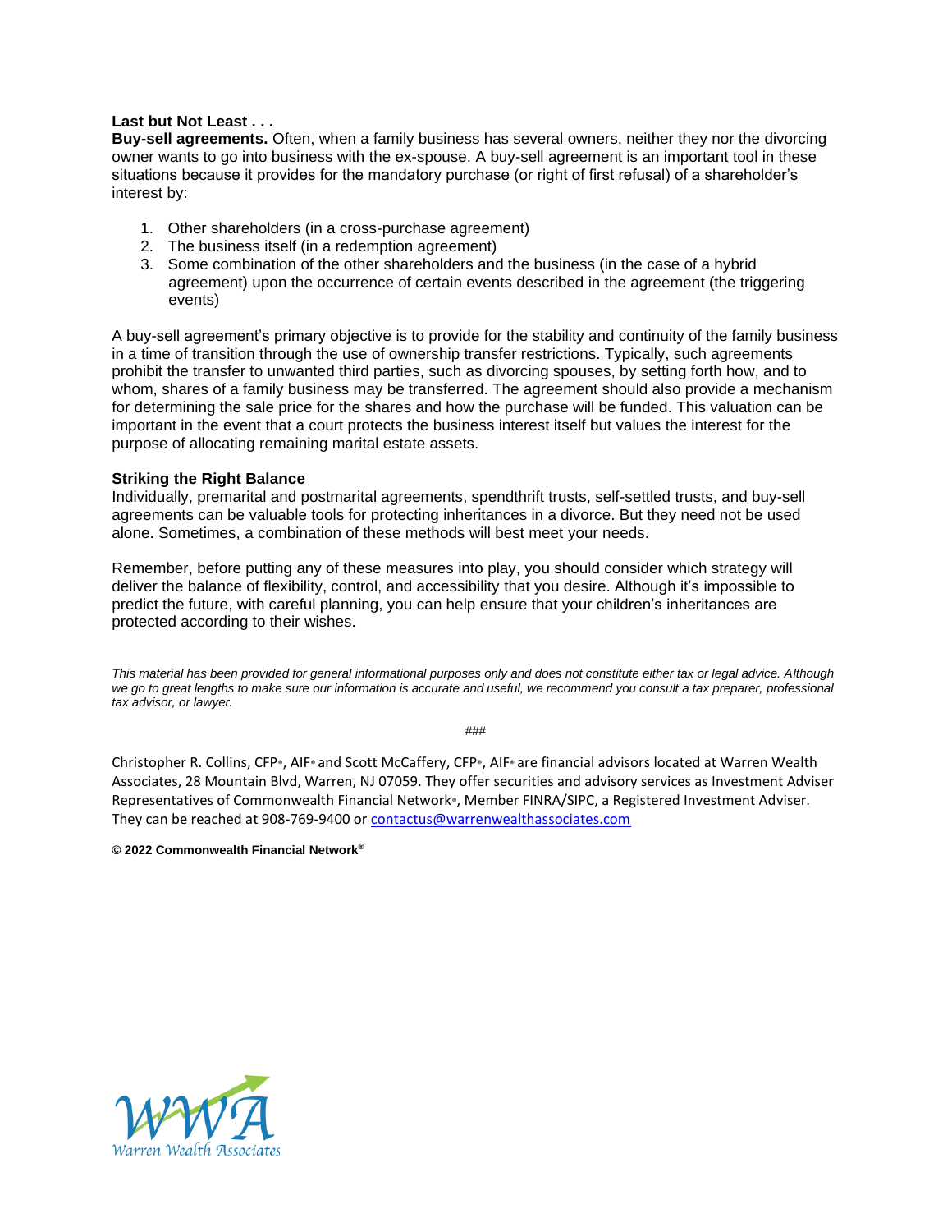**Last but Not Least . . .**

**Buy-sell agreements.** Often, when a family business has several owners, neither they nor the divorcing owner wants to go into business with the ex-spouse. A buy-sell agreement is an important tool in these situations because it provides for the mandatory purchase (or right of first refusal) of a shareholder's interest by:

1. Other shareholders (in a cross-purchase agreement)
2. The business itself (in a redemption agreement)
3. Some combination of the other shareholders and the business (in the case of a hybrid agreement) upon the occurrence of certain events described in the agreement (the triggering events)

A buy-sell agreement's primary objective is to provide for the stability and continuity of the family business in a time of transition through the use of ownership transfer restrictions. Typically, such agreements prohibit the transfer to unwanted third parties, such as divorcing spouses, by setting forth how, and to whom, shares of a family business may be transferred. The agreement should also provide a mechanism for determining the sale price for the shares and how the purchase will be funded. This valuation can be important in the event that a court protects the business interest itself but values the interest for the purpose of allocating remaining marital estate assets.

**Striking the Right Balance**

Individually, premarital and postmarital agreements, spendthrift trusts, self-settled trusts, and buy-sell agreements can be valuable tools for protecting inheritances in a divorce. But they need not be used alone. Sometimes, a combination of these methods will best meet your needs.

Remember, before putting any of these measures into play, you should consider which strategy will deliver the balance of flexibility, control, and accessibility that you desire. Although it's impossible to predict the future, with careful planning, you can help ensure that your children's inheritances are protected according to their wishes.

*This material has been provided for general informational purposes only and does not constitute either tax or legal advice. Although we go to great lengths to make sure our information is accurate and useful, we recommend you consult a tax preparer, professional tax advisor, or lawyer.*

###

Christopher R. Collins, CFP®, AIF® and Scott McCaffery, CFP®, AIF® are financial advisors located at Warren Wealth Associates, 28 Mountain Blvd, Warren, NJ 07059. They offer securities and advisory services as Investment Adviser Representatives of Commonwealth Financial Network®, Member FINRA/SIPC, a Registered Investment Adviser. They can be reached at 908-769-9400 or contactus@warrenwealthassociates.com

**© 2022 Commonwealth Financial Network®**

WWA
Warren Wealth Associates